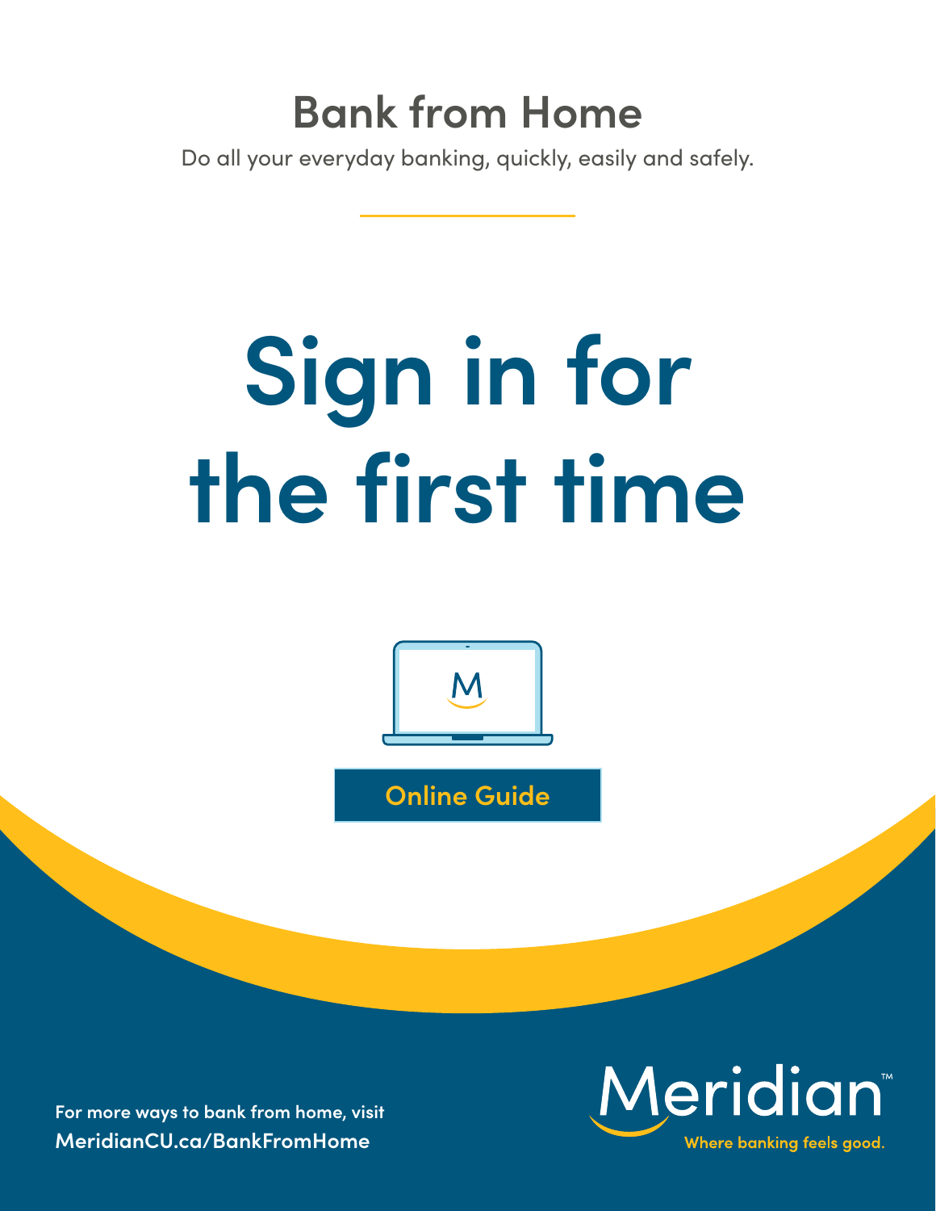## Bank from Home

Do all your everyday banking, quickly, easily and safely.

# Sign in for the first time

**Online Guide**

**For more ways to bank from home, visit**
**MeridianCU.ca/BankFromHome**

Meridian™

Where banking feels good.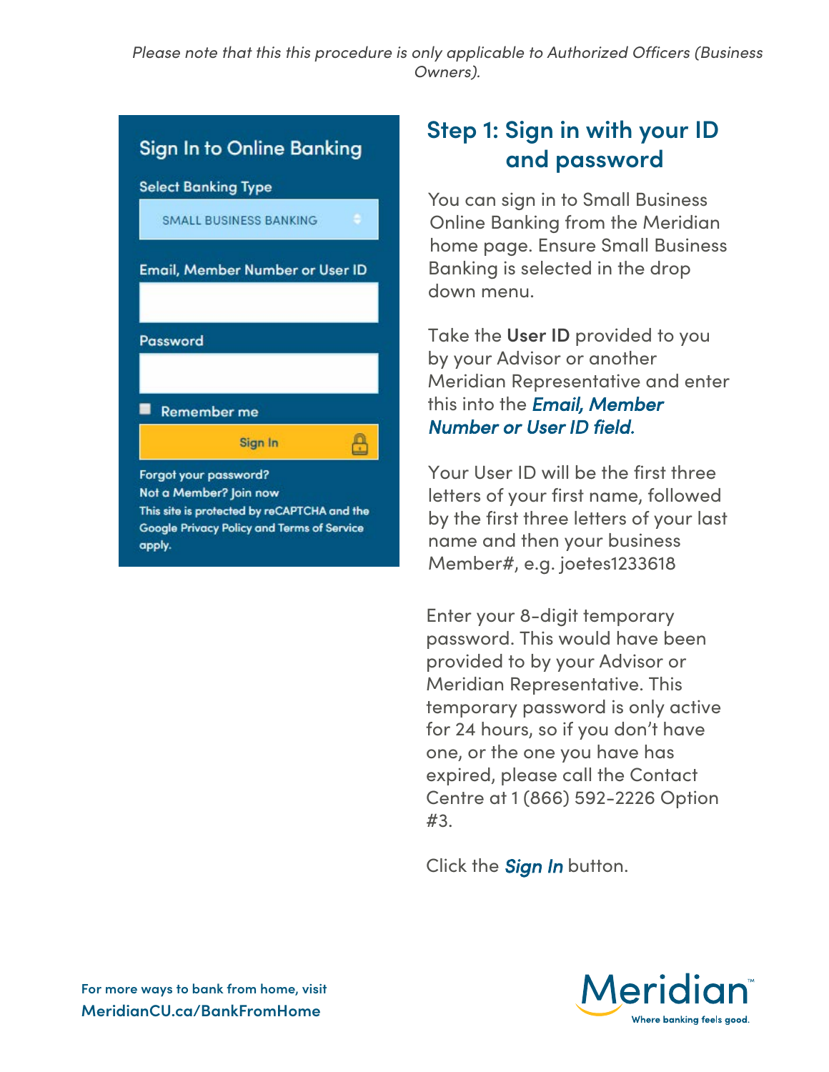*Please note that this this procedure is only applicable to Authorized Officers (Business Owners).*

Sign In to Online Banking

Select Banking Type

SMALL BUSINESS BANKING

Email, Member Number or User ID

Password

Remember me

Sign In

Forgot your password?

Not a Member? Join now

This site is protected by reCAPTCHA and the Google Privacy Policy and Terms of Service apply.

## Step 1: Sign in with your ID and password

You can sign in to Small Business Online Banking from the Meridian home page. Ensure Small Business Banking is selected in the drop down menu.

Take the **User ID** provided to you by your Advisor or another Meridian Representative and enter this into the ***Email, Member Number or User ID field.***

Your User ID will be the first three letters of your first name, followed by the first three letters of your last name and then your business Member#, e.g. joetes1233618

Enter your 8-digit temporary password. This would have been provided to by your Advisor or Meridian Representative. This temporary password is only active for 24 hours, so if you don't have one, or the one you have has expired, please call the Contact Centre at 1 (866) 592-2226 Option #3.

Click the ***Sign In*** button.

For more ways to bank from home, visit **MeridianCU.ca/BankFromHome**

Meridian™ Where banking feels good.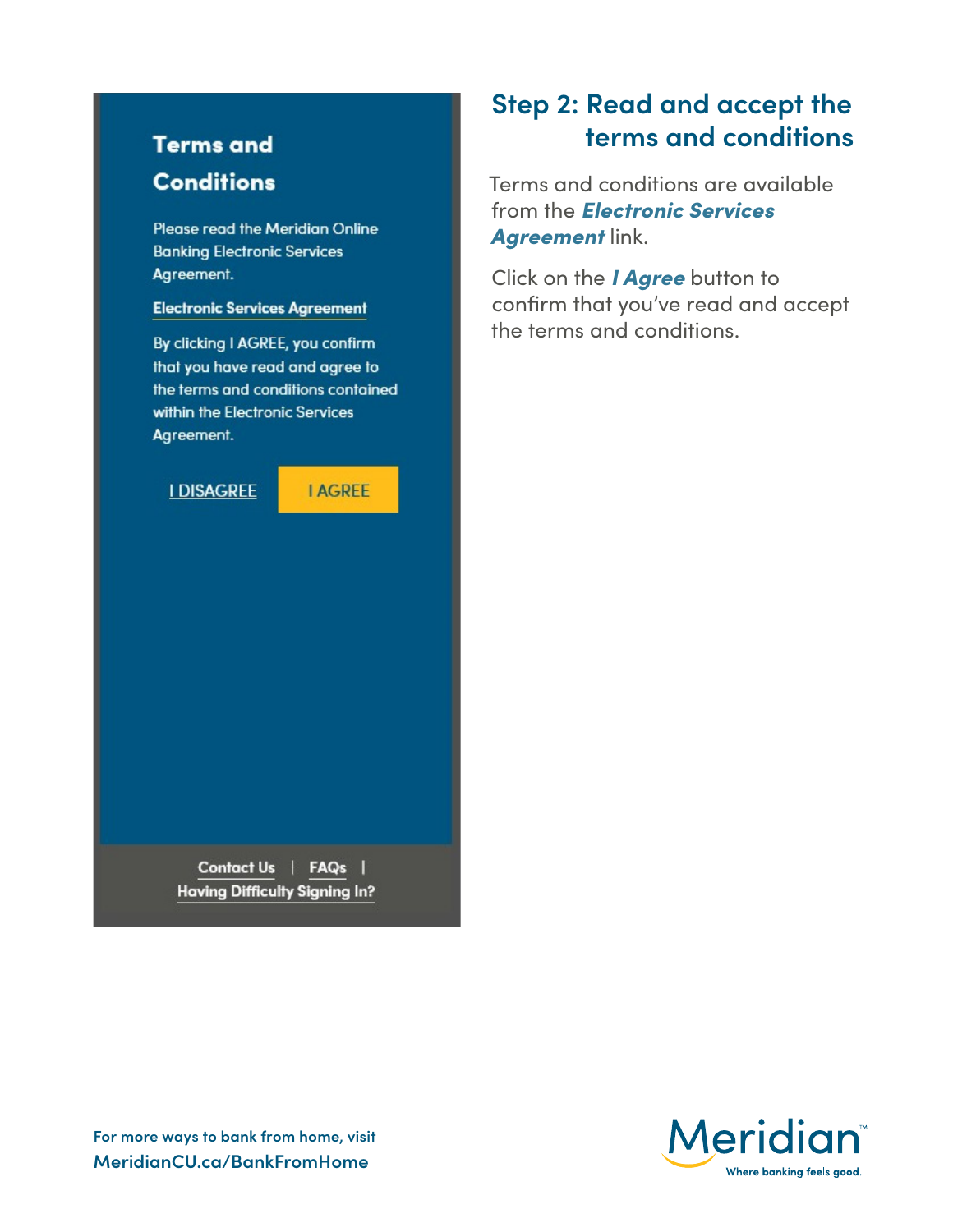Terms and Conditions

Please read the Meridian Online Banking Electronic Services Agreement.

Electronic Services Agreement

By clicking I AGREE, you confirm that you have read and agree to the terms and conditions contained within the Electronic Services Agreement.

I DISAGREE I AGREE

Contact Us | FAQs | Having Difficulty Signing In?

## Step 2: Read and accept the terms and conditions

Terms and conditions are available from the ***Electronic Services Agreement*** link.

Click on the ***I Agree*** button to confirm that you've read and accept the terms and conditions.

For more ways to bank from home, visit MeridianCU.ca/BankFromHome

Meridian™ Where banking feels good.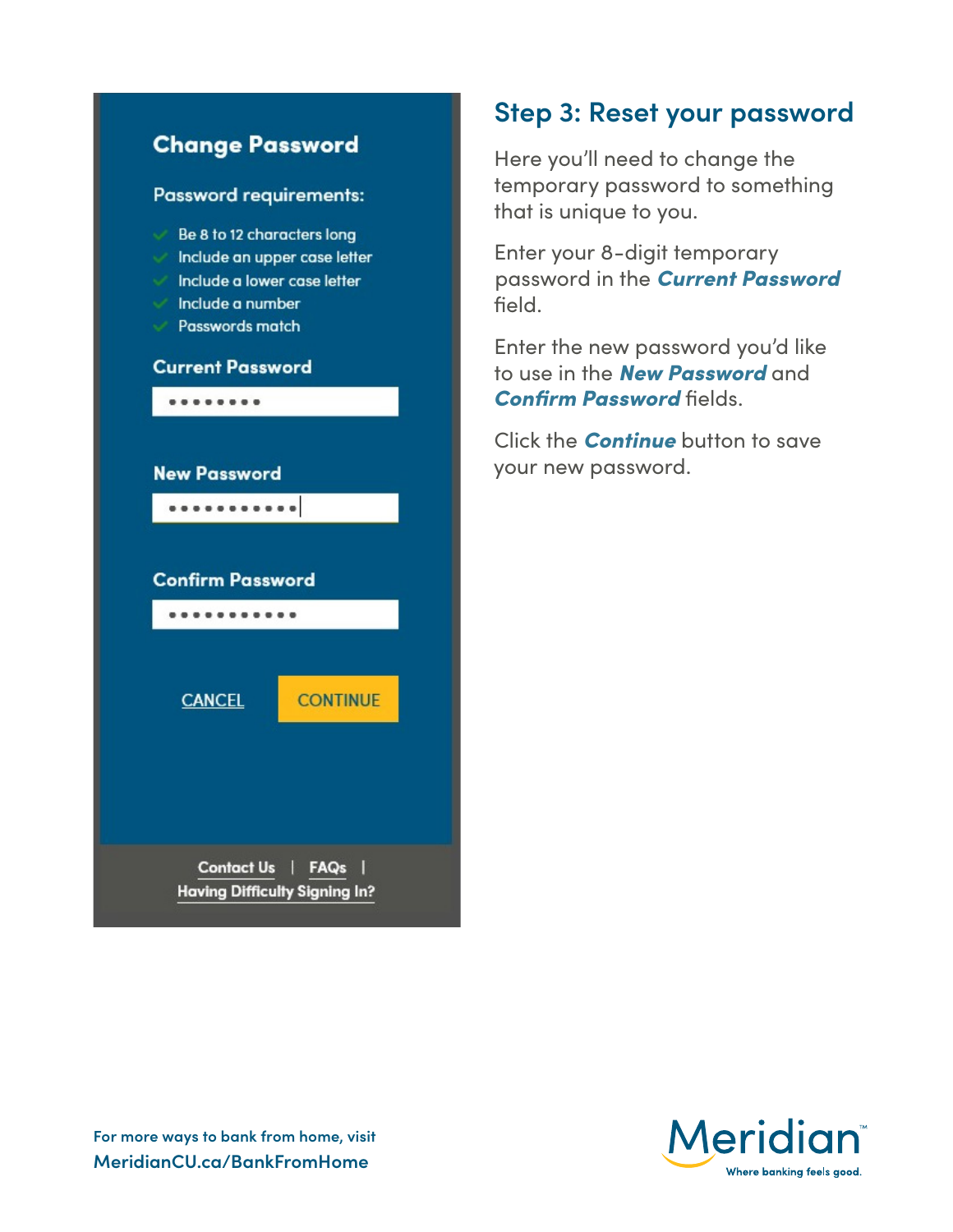## Change Password

Password requirements:

- Be 8 to 12 characters long
- Include an upper case letter
- Include a lower case letter
- Include a number
- Passwords match

Current Password

••••••••

New Password

•••••••••••

Confirm Password

•••••••••••

CANCEL CONTINUE

Contact Us | FAQs | Having Difficulty Signing In?

## Step 3: Reset your password

Here you'll need to change the temporary password to something that is unique to you.

Enter your 8-digit temporary password in the ***Current Password*** field.

Enter the new password you'd like to use in the ***New Password*** and ***Confirm Password*** fields.

Click the ***Continue*** button to save your new password.

For more ways to bank from home, visit
MeridianCU.ca/BankFromHome

Meridian™ Where banking feels good.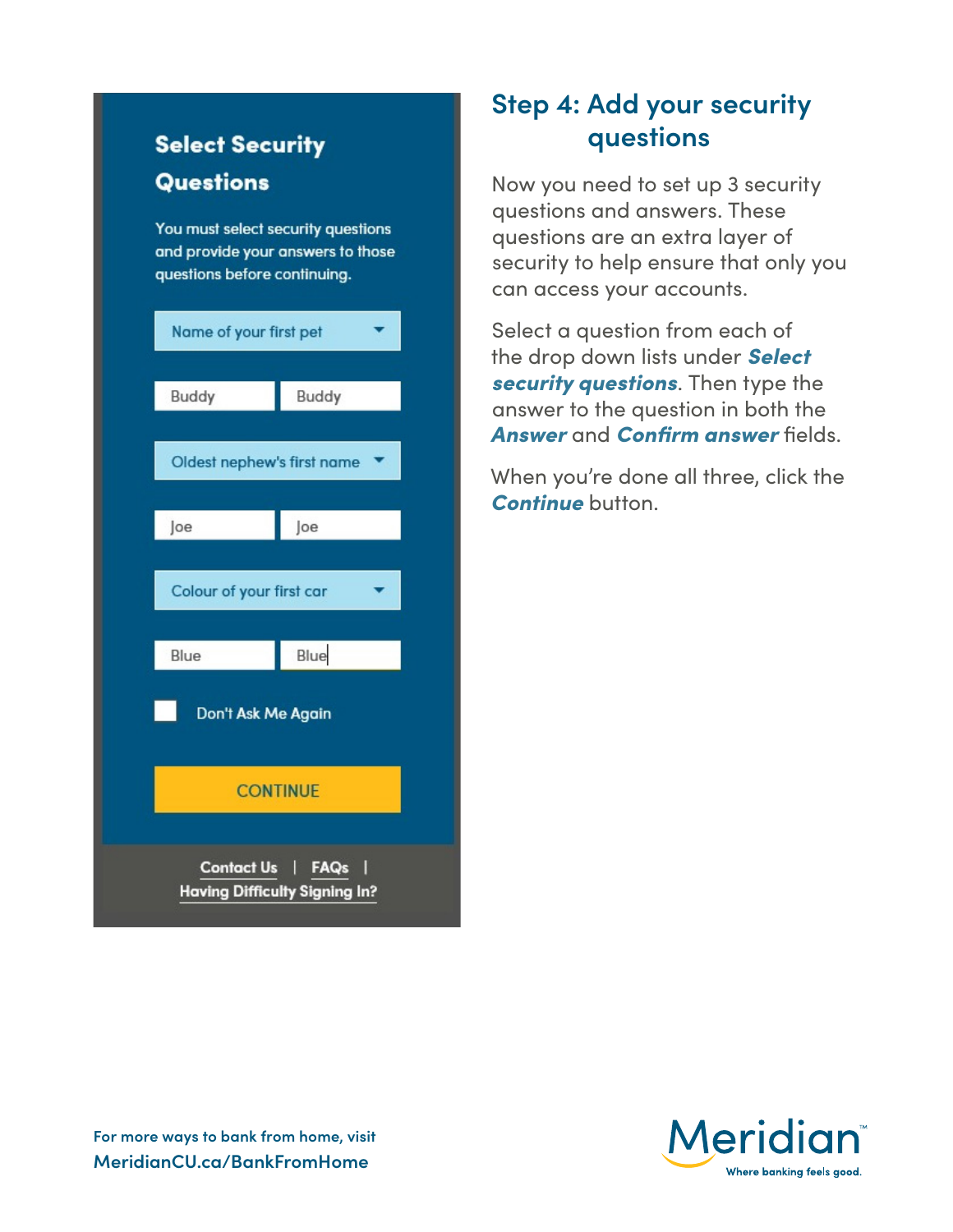Select Security Questions

You must select security questions and provide your answers to those questions before continuing.

Name of your first pet

Buddy | Buddy

Oldest nephew's first name

Joe | Joe

Colour of your first car

Blue | Blue

Don't Ask Me Again

CONTINUE

Contact Us | FAQs | Having Difficulty Signing In?

## Step 4: Add your security questions

Now you need to set up 3 security questions and answers. These questions are an extra layer of security to help ensure that only you can access your accounts.

Select a question from each of the drop down lists under ***Select security questions***. Then type the answer to the question in both the ***Answer*** and ***Confirm answer*** fields.

When you're done all three, click the ***Continue*** button.

For more ways to bank from home, visit
**MeridianCU.ca/BankFromHome**

Meridian™ Where banking feels good.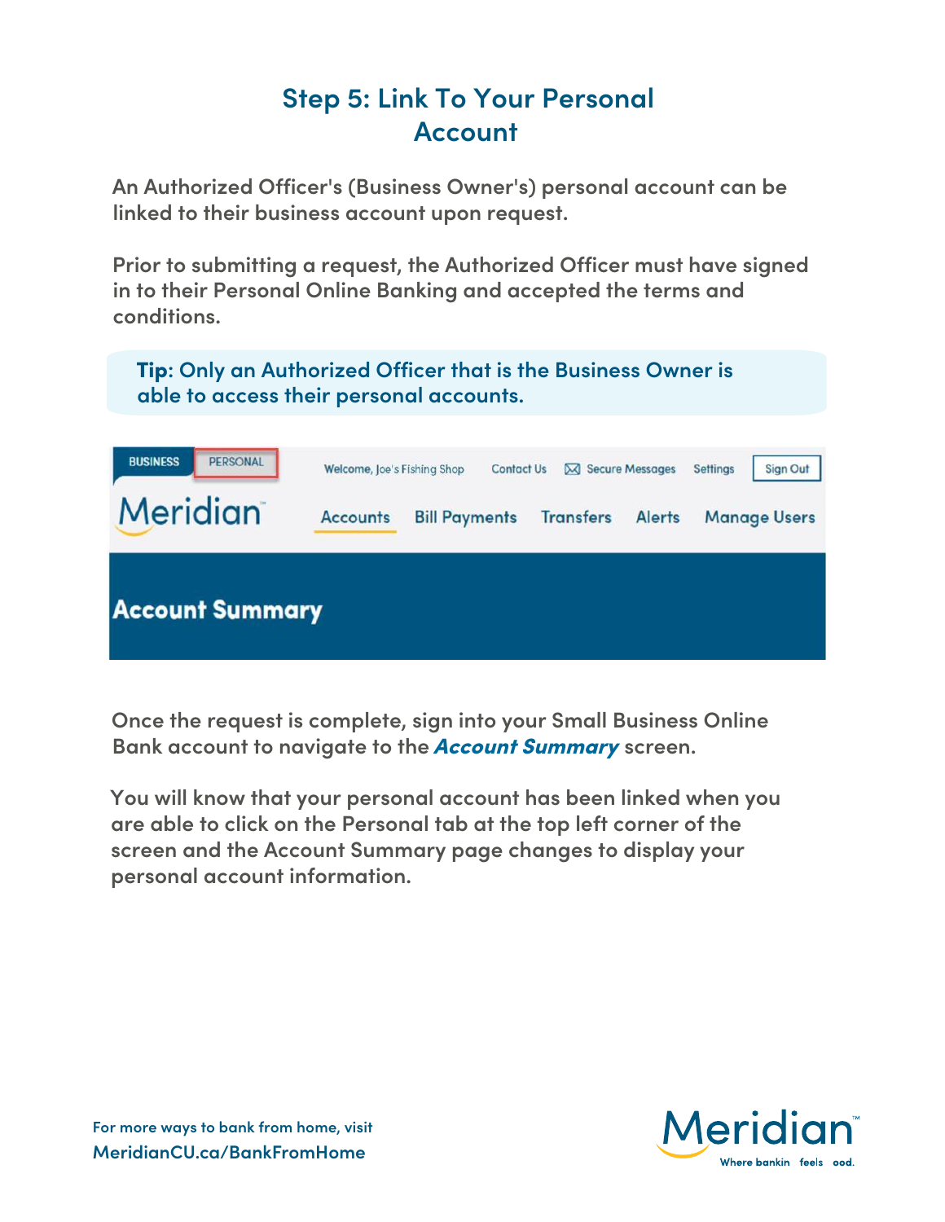# Step 5: Link To Your Personal Account

An Authorized Officer's (Business Owner's) personal account can be linked to their business account upon request.

Prior to submitting a request, the Authorized Officer must have signed in to their Personal Online Banking and accepted the terms and conditions.

**Tip:** Only an Authorized Officer that is the Business Owner is able to access their personal accounts.

BUSINESS PERSONAL
Welcome, Joe's Fishing Shop Contact Us Secure Messages Settings Sign Out
Meridian
Accounts Bill Payments Transfers Alerts Manage Users
Account Summary

Once the request is complete, sign into your Small Business Online Bank account to navigate to the ***Account Summary*** screen.

You will know that your personal account has been linked when you are able to click on the Personal tab at the top left corner of the screen and the Account Summary page changes to display your personal account information.

For more ways to bank from home, visit
MeridianCU.ca/BankFromHome

Meridian™
Where banking feels good.